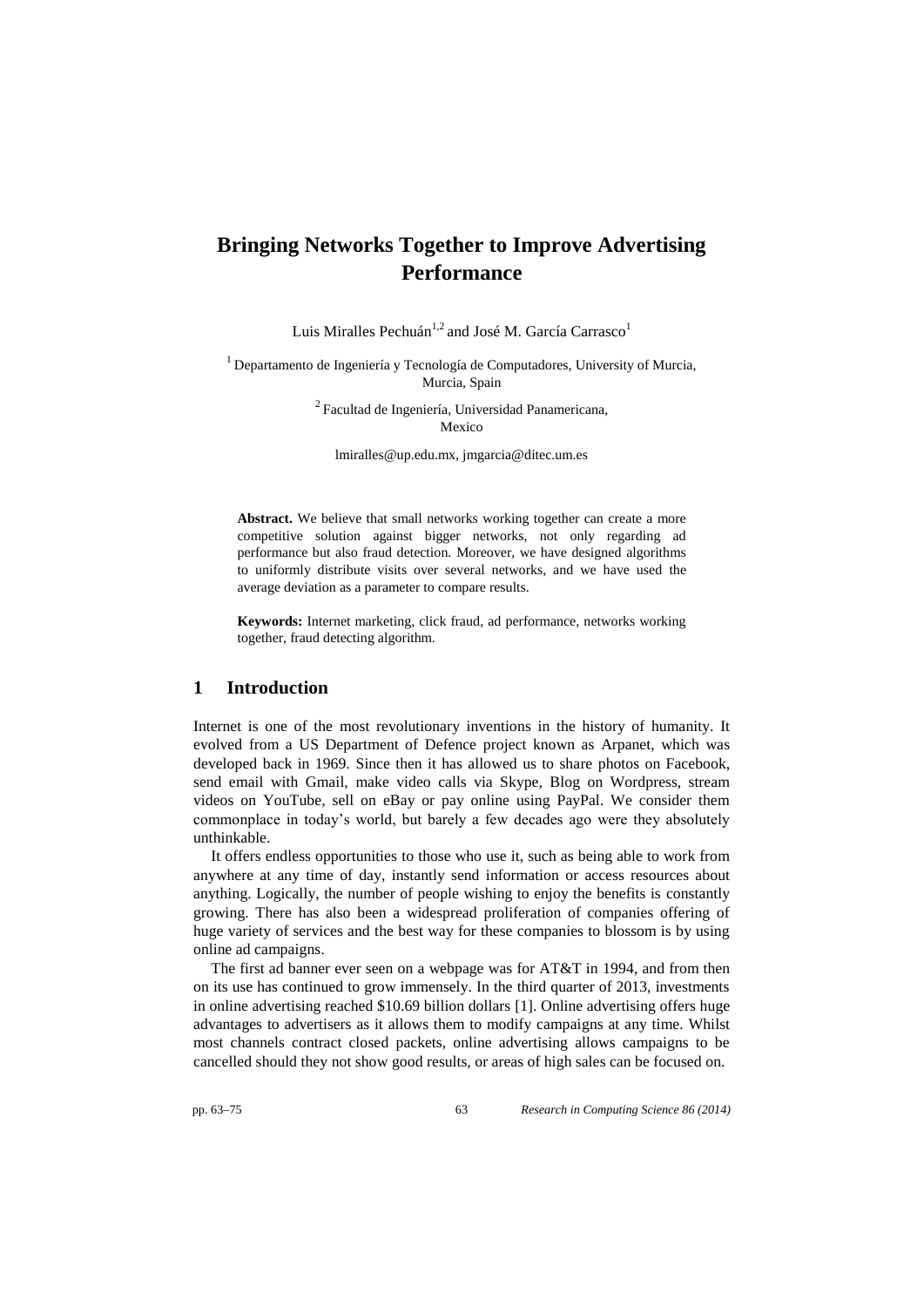# Bringing Networks Together to Improve Advertising Performance

Luis Miralles Pechuán[1,2] and José M. García Carrasco[1]

[1] Departamento de Ingeniería y Tecnología de Computadores, University of Murcia, Murcia, Spain

[2] Facultad de Ingeniería, Universidad Panamericana, Mexico

lmiralles@up.edu.mx, jmgarcia@ditec.um.es

**Abstract.** We believe that small networks working together can create a more competitive solution against bigger networks, not only regarding ad performance but also fraud detection. Moreover, we have designed algorithms to uniformly distribute visits over several networks, and we have used the average deviation as a parameter to compare results.

**Keywords:** Internet marketing, click fraud, ad performance, networks working together, fraud detecting algorithm.

## 1 Introduction

Internet is one of the most revolutionary inventions in the history of humanity. It evolved from a US Department of Defence project known as Arpanet, which was developed back in 1969. Since then it has allowed us to share photos on Facebook, send email with Gmail, make video calls via Skype, Blog on Wordpress, stream videos on YouTube, sell on eBay or pay online using PayPal. We consider them commonplace in today's world, but barely a few decades ago were they absolutely unthinkable.

It offers endless opportunities to those who use it, such as being able to work from anywhere at any time of day, instantly send information or access resources about anything. Logically, the number of people wishing to enjoy the benefits is constantly growing. There has also been a widespread proliferation of companies offering of huge variety of services and the best way for these companies to blossom is by using online ad campaigns.

The first ad banner ever seen on a webpage was for AT&T in 1994, and from then on its use has continued to grow immensely. In the third quarter of 2013, investments in online advertising reached \$10.69 billion dollars [1]. Online advertising offers huge advantages to advertisers as it allows them to modify campaigns at any time. Whilst most channels contract closed packets, online advertising allows campaigns to be cancelled should they not show good results, or areas of high sales can be focused on.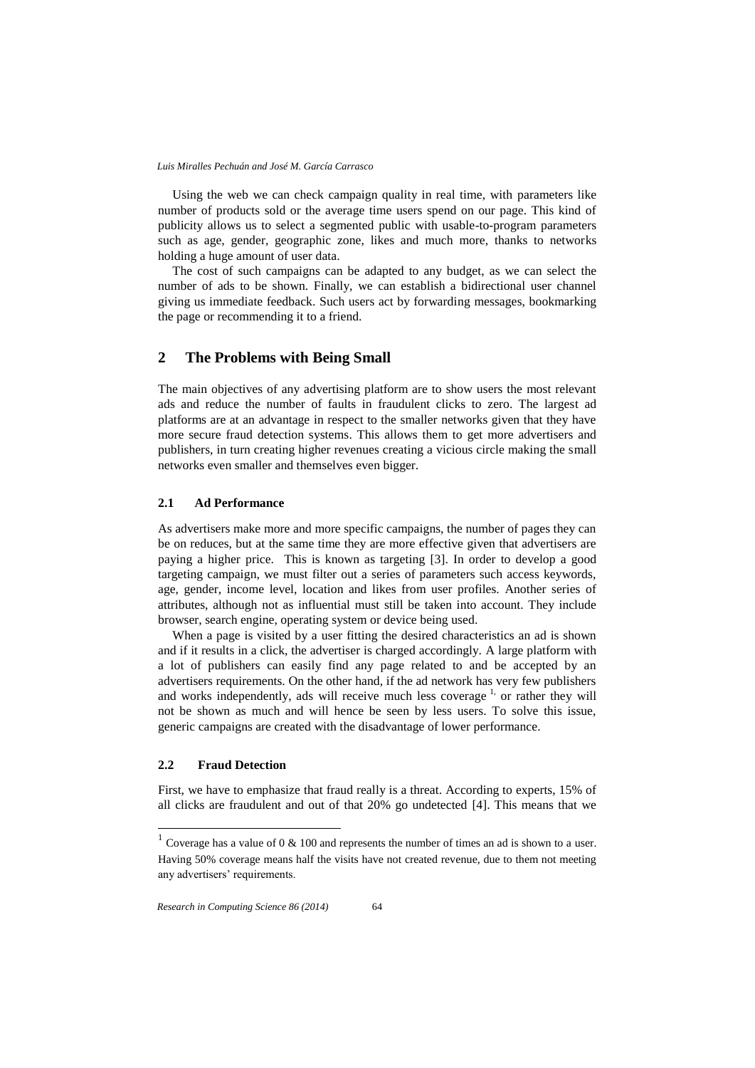Using the web we can check campaign quality in real time, with parameters like number of products sold or the average time users spend on our page. This kind of publicity allows us to select a segmented public with usable-to-program parameters such as age, gender, geographic zone, likes and much more, thanks to networks holding a huge amount of user data.

The cost of such campaigns can be adapted to any budget, as we can select the number of ads to be shown. Finally, we can establish a bidirectional user channel giving us immediate feedback. Such users act by forwarding messages, bookmarking the page or recommending it to a friend.

## 2 The Problems with Being Small

The main objectives of any advertising platform are to show users the most relevant ads and reduce the number of faults in fraudulent clicks to zero. The largest ad platforms are at an advantage in respect to the smaller networks given that they have more secure fraud detection systems. This allows them to get more advertisers and publishers, in turn creating higher revenues creating a vicious circle making the small networks even smaller and themselves even bigger.

### 2.1 Ad Performance

As advertisers make more and more specific campaigns, the number of pages they can be on reduces, but at the same time they are more effective given that advertisers are paying a higher price. This is known as targeting [3]. In order to develop a good targeting campaign, we must filter out a series of parameters such access keywords, age, gender, income level, location and likes from user profiles. Another series of attributes, although not as influential must still be taken into account. They include browser, search engine, operating system or device being used.

When a page is visited by a user fitting the desired characteristics an ad is shown and if it results in a click, the advertiser is charged accordingly. A large platform with a lot of publishers can easily find any page related to and be accepted by an advertisers requirements. On the other hand, if the ad network has very few publishers and works independently, ads will receive much less coverage [1], or rather they will not be shown as much and will hence be seen by less users. To solve this issue, generic campaigns are created with the disadvantage of lower performance.

### 2.2 Fraud Detection

First, we have to emphasize that fraud really is a threat. According to experts, 15% of all clicks are fraudulent and out of that 20% go undetected [4]. This means that we

[1] Coverage has a value of 0 & 100 and represents the number of times an ad is shown to a user. Having 50% coverage means half the visits have not created revenue, due to them not meeting any advertisers' requirements.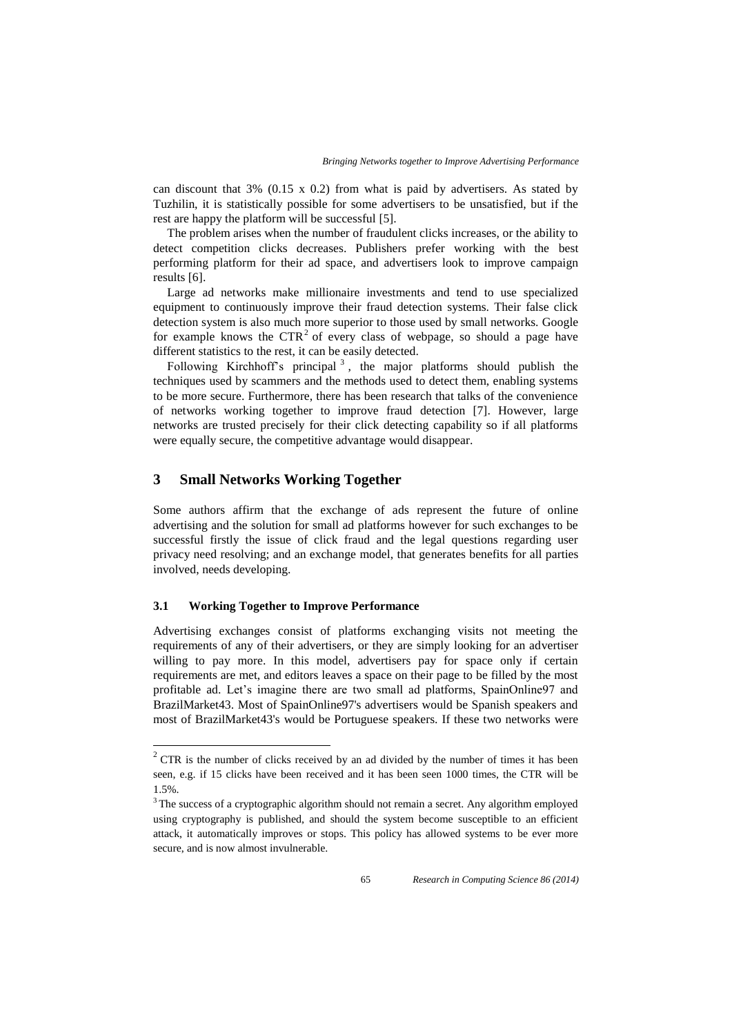can discount that 3% (0.15 x 0.2) from what is paid by advertisers. As stated by Tuzhilin, it is statistically possible for some advertisers to be unsatisfied, but if the rest are happy the platform will be successful [5].

The problem arises when the number of fraudulent clicks increases, or the ability to detect competition clicks decreases. Publishers prefer working with the best performing platform for their ad space, and advertisers look to improve campaign results [6].

Large ad networks make millionaire investments and tend to use specialized equipment to continuously improve their fraud detection systems. Their false click detection system is also much more superior to those used by small networks. Google for example knows the CTR[2] of every class of webpage, so should a page have different statistics to the rest, it can be easily detected.

Following Kirchhoff's principal [3], the major platforms should publish the techniques used by scammers and the methods used to detect them, enabling systems to be more secure. Furthermore, there has been research that talks of the convenience of networks working together to improve fraud detection [7]. However, large networks are trusted precisely for their click detecting capability so if all platforms were equally secure, the competitive advantage would disappear.

## 3 Small Networks Working Together

Some authors affirm that the exchange of ads represent the future of online advertising and the solution for small ad platforms however for such exchanges to be successful firstly the issue of click fraud and the legal questions regarding user privacy need resolving; and an exchange model, that generates benefits for all parties involved, needs developing.

### 3.1 Working Together to Improve Performance

Advertising exchanges consist of platforms exchanging visits not meeting the requirements of any of their advertisers, or they are simply looking for an advertiser willing to pay more. In this model, advertisers pay for space only if certain requirements are met, and editors leaves a space on their page to be filled by the most profitable ad. Let's imagine there are two small ad platforms, SpainOnline97 and BrazilMarket43. Most of SpainOnline97's advertisers would be Spanish speakers and most of BrazilMarket43's would be Portuguese speakers. If these two networks were

---

[2] CTR is the number of clicks received by an ad divided by the number of times it has been seen, e.g. if 15 clicks have been received and it has been seen 1000 times, the CTR will be 1.5%.

[3] The success of a cryptographic algorithm should not remain a secret. Any algorithm employed using cryptography is published, and should the system become susceptible to an efficient attack, it automatically improves or stops. This policy has allowed systems to be ever more secure, and is now almost invulnerable.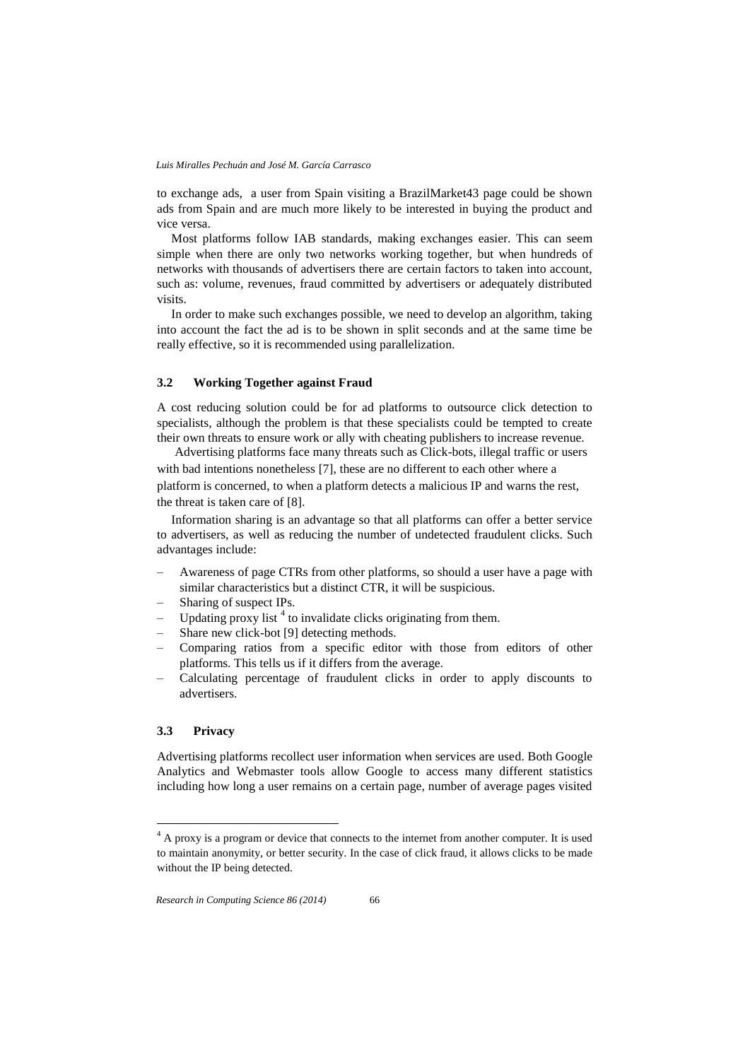to exchange ads, a user from Spain visiting a BrazilMarket43 page could be shown ads from Spain and are much more likely to be interested in buying the product and vice versa.

Most platforms follow IAB standards, making exchanges easier. This can seem simple when there are only two networks working together, but when hundreds of networks with thousands of advertisers there are certain factors to taken into account, such as: volume, revenues, fraud committed by advertisers or adequately distributed visits.

In order to make such exchanges possible, we need to develop an algorithm, taking into account the fact the ad is to be shown in split seconds and at the same time be really effective, so it is recommended using parallelization.

### 3.2 Working Together against Fraud

A cost reducing solution could be for ad platforms to outsource click detection to specialists, although the problem is that these specialists could be tempted to create their own threats to ensure work or ally with cheating publishers to increase revenue.

Advertising platforms face many threats such as Click-bots, illegal traffic or users with bad intentions nonetheless [7], these are no different to each other where a platform is concerned, to when a platform detects a malicious IP and warns the rest, the threat is taken care of [8].

Information sharing is an advantage so that all platforms can offer a better service to advertisers, as well as reducing the number of undetected fraudulent clicks. Such advantages include:

- Awareness of page CTRs from other platforms, so should a user have a page with similar characteristics but a distinct CTR, it will be suspicious.
- Sharing of suspect IPs.
- Updating proxy list [4] to invalidate clicks originating from them.
- Share new click-bot [9] detecting methods.
- Comparing ratios from a specific editor with those from editors of other platforms. This tells us if it differs from the average.
- Calculating percentage of fraudulent clicks in order to apply discounts to advertisers.

### 3.3 Privacy

Advertising platforms recollect user information when services are used. Both Google Analytics and Webmaster tools allow Google to access many different statistics including how long a user remains on a certain page, number of average pages visited

[4] A proxy is a program or device that connects to the internet from another computer. It is used to maintain anonymity, or better security. In the case of click fraud, it allows clicks to be made without the IP being detected.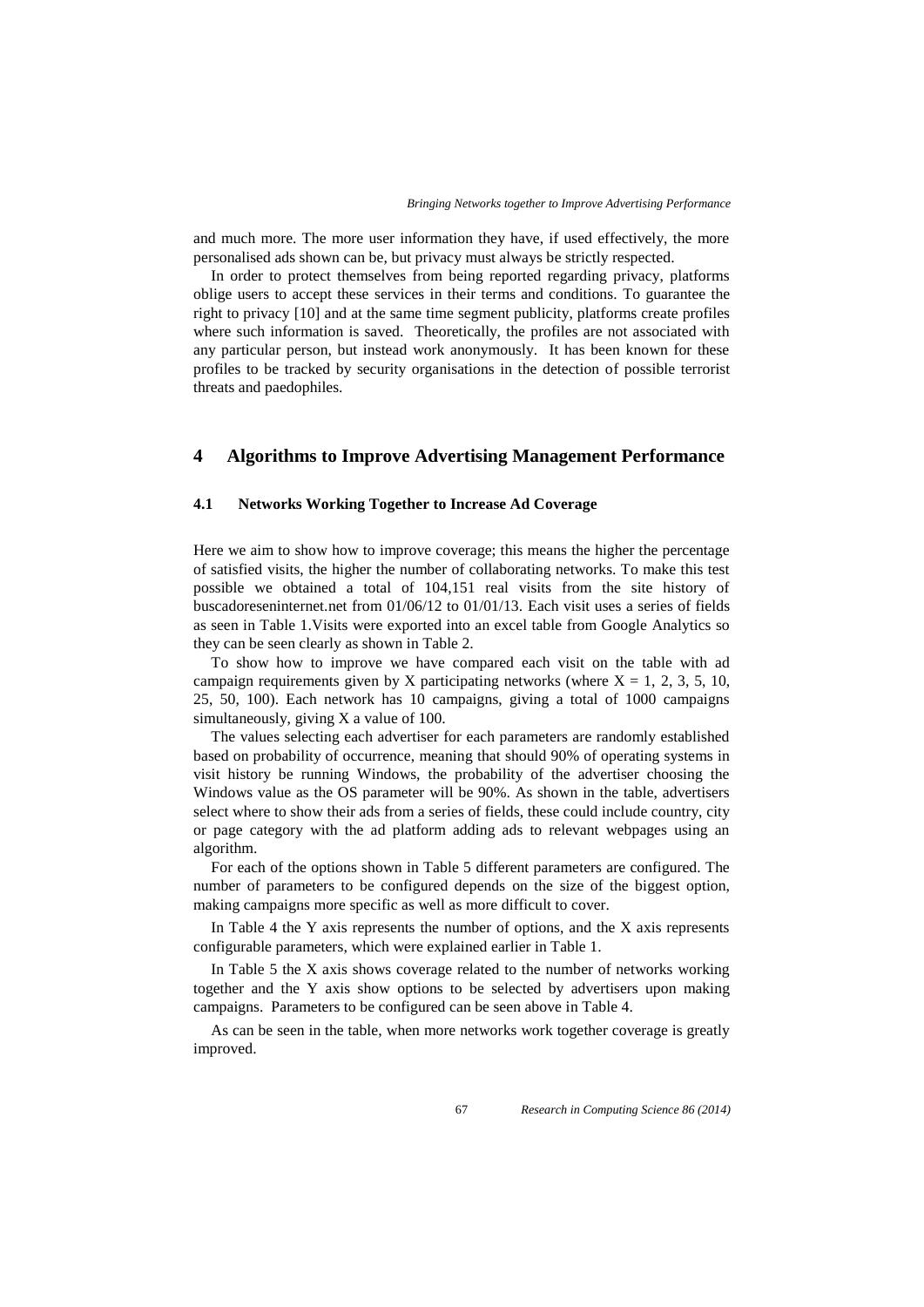and much more. The more user information they have, if used effectively, the more personalised ads shown can be, but privacy must always be strictly respected.

In order to protect themselves from being reported regarding privacy, platforms oblige users to accept these services in their terms and conditions. To guarantee the right to privacy [10] and at the same time segment publicity, platforms create profiles where such information is saved. Theoretically, the profiles are not associated with any particular person, but instead work anonymously. It has been known for these profiles to be tracked by security organisations in the detection of possible terrorist threats and paedophiles.

## 4 Algorithms to Improve Advertising Management Performance

### 4.1 Networks Working Together to Increase Ad Coverage

Here we aim to show how to improve coverage; this means the higher the percentage of satisfied visits, the higher the number of collaborating networks. To make this test possible we obtained a total of 104,151 real visits from the site history of buscadoreseninternet.net from 01/06/12 to 01/01/13. Each visit uses a series of fields as seen in Table 1.Visits were exported into an excel table from Google Analytics so they can be seen clearly as shown in Table 2.

To show how to improve we have compared each visit on the table with ad campaign requirements given by X participating networks (where X = 1, 2, 3, 5, 10, 25, 50, 100). Each network has 10 campaigns, giving a total of 1000 campaigns simultaneously, giving X a value of 100.

The values selecting each advertiser for each parameters are randomly established based on probability of occurrence, meaning that should 90% of operating systems in visit history be running Windows, the probability of the advertiser choosing the Windows value as the OS parameter will be 90%. As shown in the table, advertisers select where to show their ads from a series of fields, these could include country, city or page category with the ad platform adding ads to relevant webpages using an algorithm.

For each of the options shown in Table 5 different parameters are configured. The number of parameters to be configured depends on the size of the biggest option, making campaigns more specific as well as more difficult to cover.

In Table 4 the Y axis represents the number of options, and the X axis represents configurable parameters, which were explained earlier in Table 1.

In Table 5 the X axis shows coverage related to the number of networks working together and the Y axis show options to be selected by advertisers upon making campaigns. Parameters to be configured can be seen above in Table 4.

As can be seen in the table, when more networks work together coverage is greatly improved.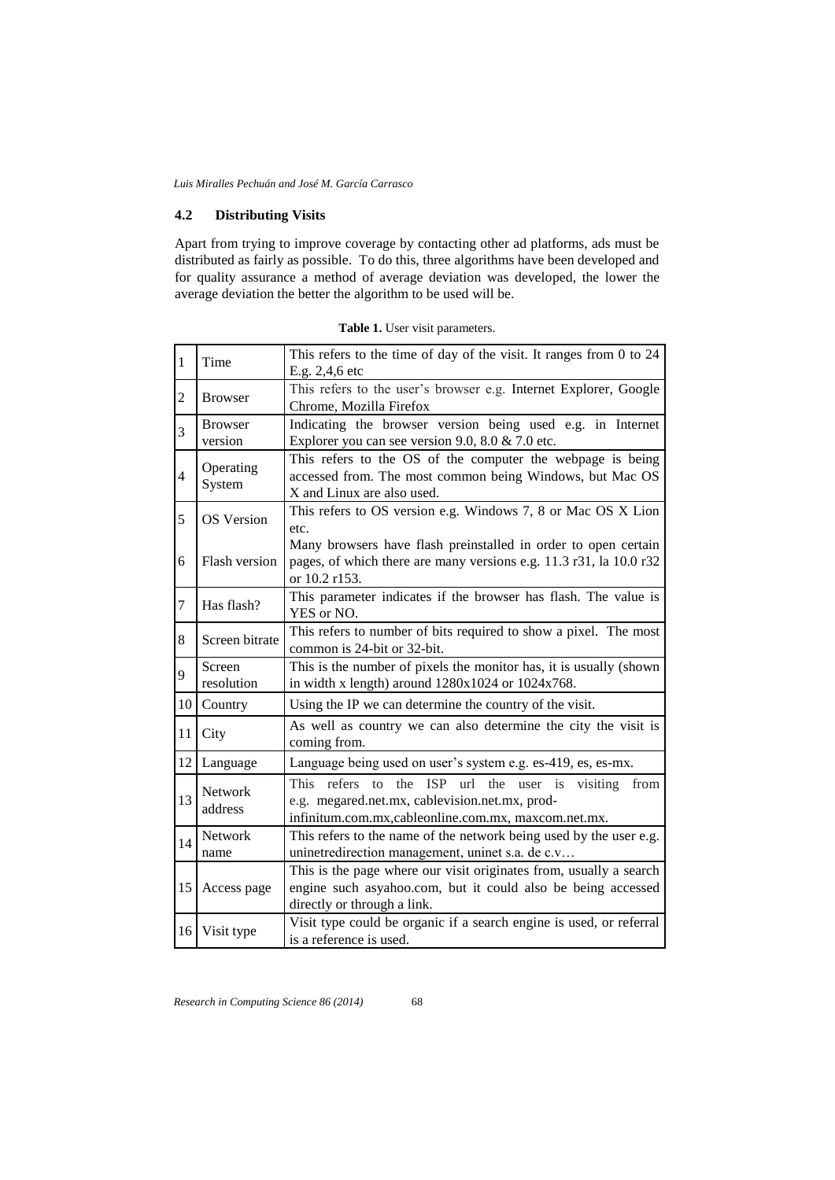### 4.2 Distributing Visits

Apart from trying to improve coverage by contacting other ad platforms, ads must be distributed as fairly as possible. To do this, three algorithms have been developed and for quality assurance a method of average deviation was developed, the lower the average deviation the better the algorithm to be used will be.

**Table 1.** User visit parameters.

| | | |
|---|---|---|
| 1 | Time | This refers to the time of day of the visit. It ranges from 0 to 24 E.g. 2,4,6 etc |
| 2 | Browser | This refers to the user's browser e.g. Internet Explorer, Google Chrome, Mozilla Firefox |
| 3 | Browser version | Indicating the browser version being used e.g. in Internet Explorer you can see version 9.0, 8.0 & 7.0 etc. |
| 4 | Operating System | This refers to the OS of the computer the webpage is being accessed from. The most common being Windows, but Mac OS X and Linux are also used. |
| 5 | OS Version | This refers to OS version e.g. Windows 7, 8 or Mac OS X Lion etc. |
| 6 | Flash version | Many browsers have flash preinstalled in order to open certain pages, of which there are many versions e.g. 11.3 r31, la 10.0 r32 or 10.2 r153. |
| 7 | Has flash? | This parameter indicates if the browser has flash. The value is YES or NO. |
| 8 | Screen bitrate | This refers to number of bits required to show a pixel. The most common is 24-bit or 32-bit. |
| 9 | Screen resolution | This is the number of pixels the monitor has, it is usually (shown in width x length) around 1280x1024 or 1024x768. |
| 10 | Country | Using the IP we can determine the country of the visit. |
| 11 | City | As well as country we can also determine the city the visit is coming from. |
| 12 | Language | Language being used on user's system e.g. es-419, es, es-mx. |
| 13 | Network address | This refers to the ISP url the user is visiting from e.g. megared.net.mx, cablevision.net.mx, prod-infinitum.com.mx,cableonline.com.mx, maxcom.net.mx. |
| 14 | Network name | This refers to the name of the network being used by the user e.g. uninetredirection management, uninet s.a. de c.v… |
| 15 | Access page | This is the page where our visit originates from, usually a search engine such asyahoo.com, but it could also be being accessed directly or through a link. |
| 16 | Visit type | Visit type could be organic if a search engine is used, or referral is a reference is used. |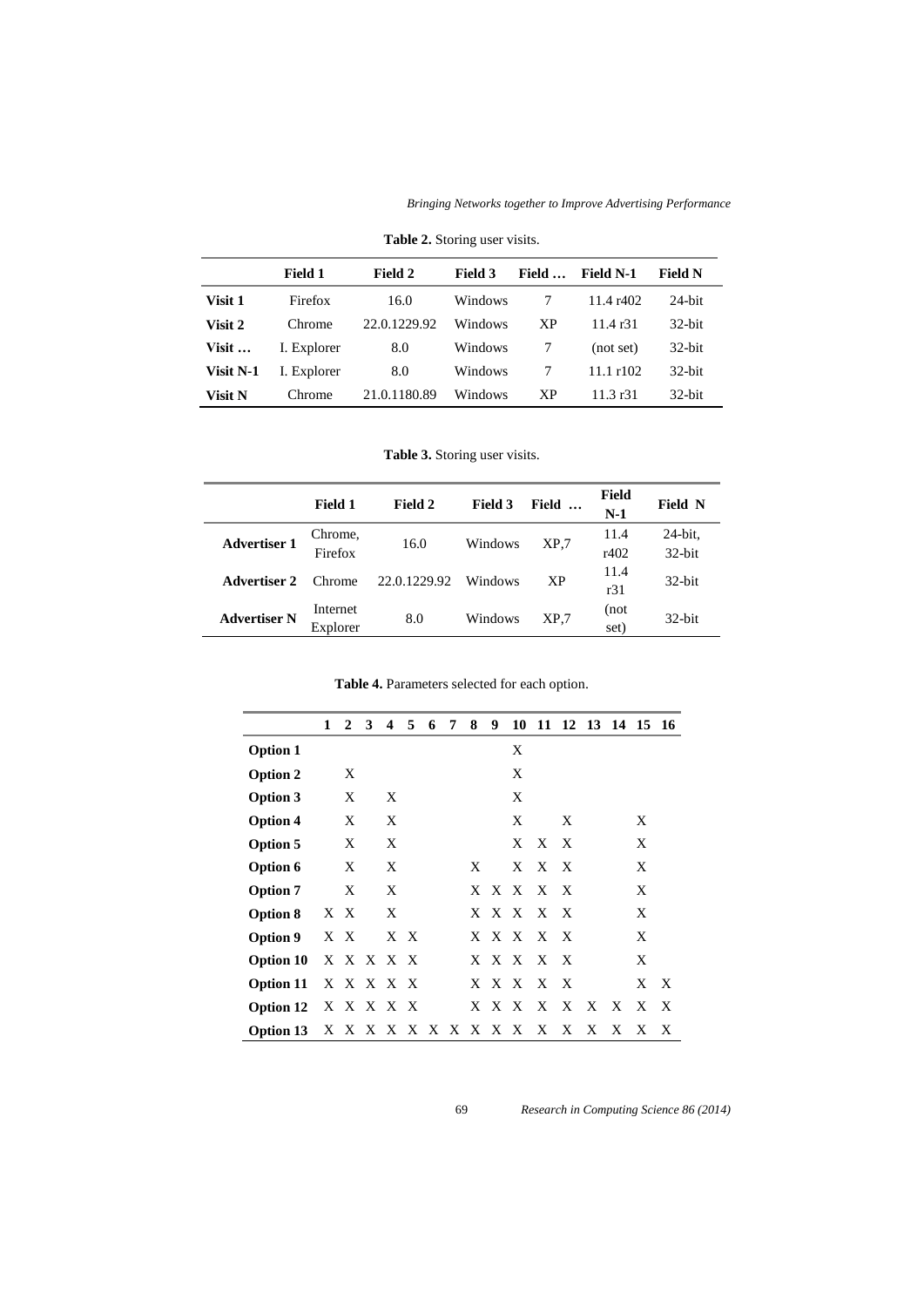**Table 2.** Storing user visits.

| | Field 1 | Field 2 | Field 3 | Field … | Field N-1 | Field N |
|---|---|---|---|---|---|---|
| **Visit 1** | Firefox | 16.0 | Windows | 7 | 11.4 r402 | 24-bit |
| **Visit 2** | Chrome | 22.0.1229.92 | Windows | XP | 11.4 r31 | 32-bit |
| **Visit …** | I. Explorer | 8.0 | Windows | 7 | (not set) | 32-bit |
| **Visit N-1** | I. Explorer | 8.0 | Windows | 7 | 11.1 r102 | 32-bit |
| **Visit N** | Chrome | 21.0.1180.89 | Windows | XP | 11.3 r31 | 32-bit |

**Table 3.** Storing user visits.

| | Field 1 | Field 2 | Field 3 | Field … | Field N-1 | Field N |
|---|---|---|---|---|---|---|
| **Advertiser 1** | Chrome, Firefox | 16.0 | Windows | XP,7 | 11.4 r402 | 24-bit, 32-bit |
| **Advertiser 2** | Chrome | 22.0.1229.92 | Windows | XP | 11.4 r31 | 32-bit |
| **Advertiser N** | Internet Explorer | 8.0 | Windows | XP,7 | (not set) | 32-bit |

**Table 4.** Parameters selected for each option.

| | 1 | 2 | 3 | 4 | 5 | 6 | 7 | 8 | 9 | 10 | 11 | 12 | 13 | 14 | 15 | 16 |
|---|---|---|---|---|---|---|---|---|---|---|---|---|---|---|---|---|
| **Option 1** | | | | | | | | | | X | | | | | | |
| **Option 2** | | X | | | | | | | | X | | | | | | |
| **Option 3** | | X | | X | | | | | | X | | | | | | |
| **Option 4** | | X | | X | | | | | | X | | X | | | X | |
| **Option 5** | | X | | X | | | | | | X | X | X | | | X | |
| **Option 6** | | X | | X | | | | X | | X | X | X | | | X | |
| **Option 7** | | X | | X | | | | X | X | X | X | X | | | X | |
| **Option 8** | X | X | | X | | | | X | X | X | X | X | | | X | |
| **Option 9** | X | X | | X | X | | | X | X | X | X | X | | | X | |
| **Option 10** | X | X | X | X | X | | | X | X | X | X | X | | | X | |
| **Option 11** | X | X | X | X | X | | | X | X | X | X | X | | | X | X |
| **Option 12** | X | X | X | X | X | | | X | X | X | X | X | X | X | X | X |
| **Option 13** | X | X | X | X | X | X | X | X | X | X | X | X | X | X | X | X |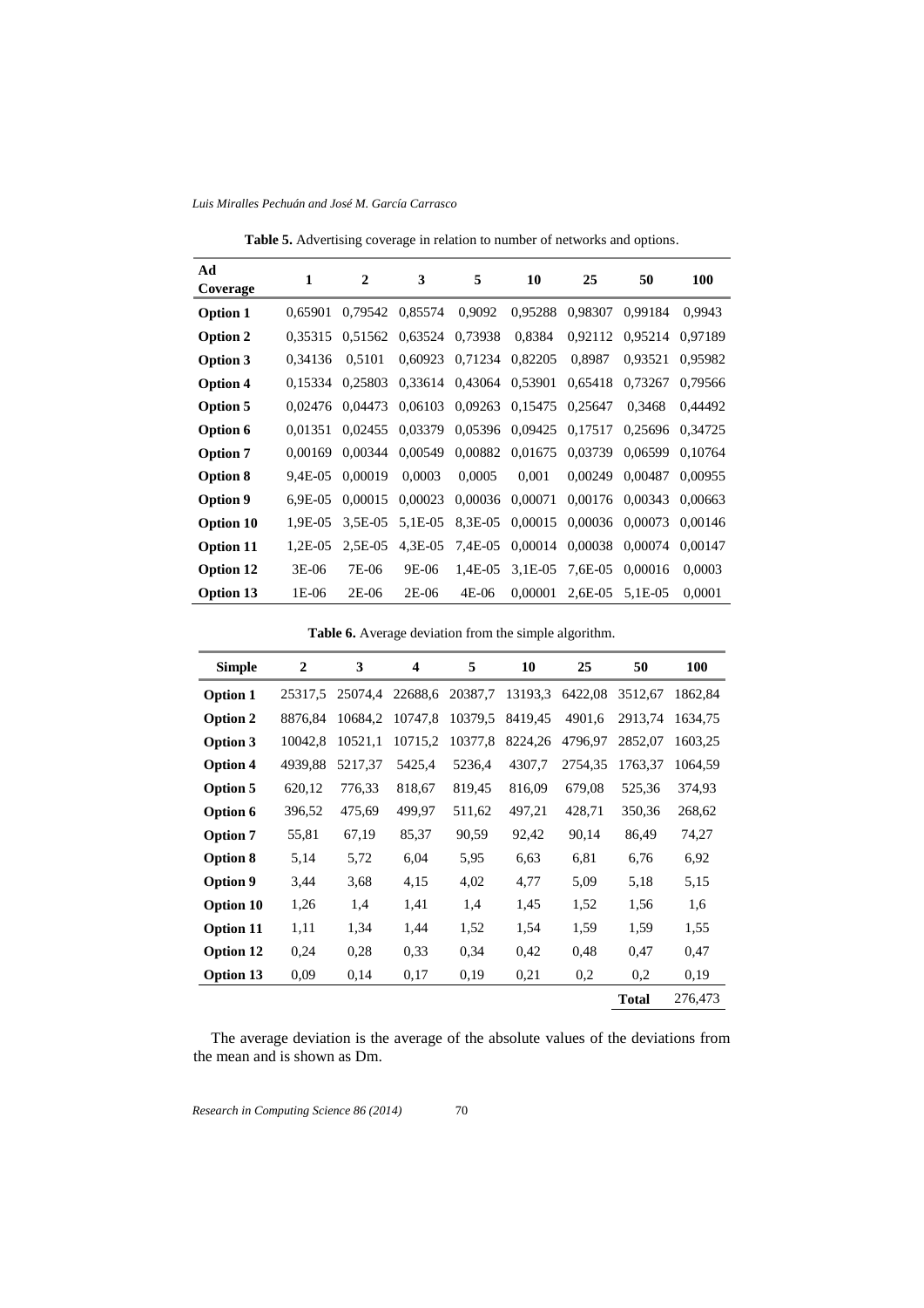**Table 5.** Advertising coverage in relation to number of networks and options.

| Ad Coverage | 1 | 2 | 3 | 5 | 10 | 25 | 50 | 100 |
|---|---|---|---|---|---|---|---|---|
| **Option 1** | 0,65901 | 0,79542 | 0,85574 | 0,9092 | 0,95288 | 0,98307 | 0,99184 | 0,9943 |
| **Option 2** | 0,35315 | 0,51562 | 0,63524 | 0,73938 | 0,8384 | 0,92112 | 0,95214 | 0,97189 |
| **Option 3** | 0,34136 | 0,5101 | 0,60923 | 0,71234 | 0,82205 | 0,8987 | 0,93521 | 0,95982 |
| **Option 4** | 0,15334 | 0,25803 | 0,33614 | 0,43064 | 0,53901 | 0,65418 | 0,73267 | 0,79566 |
| **Option 5** | 0,02476 | 0,04473 | 0,06103 | 0,09263 | 0,15475 | 0,25647 | 0,3468 | 0,44492 |
| **Option 6** | 0,01351 | 0,02455 | 0,03379 | 0,05396 | 0,09425 | 0,17517 | 0,25696 | 0,34725 |
| **Option 7** | 0,00169 | 0,00344 | 0,00549 | 0,00882 | 0,01675 | 0,03739 | 0,06599 | 0,10764 |
| **Option 8** | 9,4E-05 | 0,00019 | 0,0003 | 0,0005 | 0,001 | 0,00249 | 0,00487 | 0,00955 |
| **Option 9** | 6,9E-05 | 0,00015 | 0,00023 | 0,00036 | 0,00071 | 0,00176 | 0,00343 | 0,00663 |
| **Option 10** | 1,9E-05 | 3,5E-05 | 5,1E-05 | 8,3E-05 | 0,00015 | 0,00036 | 0,00073 | 0,00146 |
| **Option 11** | 1,2E-05 | 2,5E-05 | 4,3E-05 | 7,4E-05 | 0,00014 | 0,00038 | 0,00074 | 0,00147 |
| **Option 12** | 3E-06 | 7E-06 | 9E-06 | 1,4E-05 | 3,1E-05 | 7,6E-05 | 0,00016 | 0,0003 |
| **Option 13** | 1E-06 | 2E-06 | 2E-06 | 4E-06 | 0,00001 | 2,6E-05 | 5,1E-05 | 0,0001 |

**Table 6.** Average deviation from the simple algorithm.

| Simple | 2 | 3 | 4 | 5 | 10 | 25 | 50 | 100 |
|---|---|---|---|---|---|---|---|---|
| **Option 1** | 25317,5 | 25074,4 | 22688,6 | 20387,7 | 13193,3 | 6422,08 | 3512,67 | 1862,84 |
| **Option 2** | 8876,84 | 10684,2 | 10747,8 | 10379,5 | 8419,45 | 4901,6 | 2913,74 | 1634,75 |
| **Option 3** | 10042,8 | 10521,1 | 10715,2 | 10377,8 | 8224,26 | 4796,97 | 2852,07 | 1603,25 |
| **Option 4** | 4939,88 | 5217,37 | 5425,4 | 5236,4 | 4307,7 | 2754,35 | 1763,37 | 1064,59 |
| **Option 5** | 620,12 | 776,33 | 818,67 | 819,45 | 816,09 | 679,08 | 525,36 | 374,93 |
| **Option 6** | 396,52 | 475,69 | 499,97 | 511,62 | 497,21 | 428,71 | 350,36 | 268,62 |
| **Option 7** | 55,81 | 67,19 | 85,37 | 90,59 | 92,42 | 90,14 | 86,49 | 74,27 |
| **Option 8** | 5,14 | 5,72 | 6,04 | 5,95 | 6,63 | 6,81 | 6,76 | 6,92 |
| **Option 9** | 3,44 | 3,68 | 4,15 | 4,02 | 4,77 | 5,09 | 5,18 | 5,15 |
| **Option 10** | 1,26 | 1,4 | 1,41 | 1,4 | 1,45 | 1,52 | 1,56 | 1,6 |
| **Option 11** | 1,11 | 1,34 | 1,44 | 1,52 | 1,54 | 1,59 | 1,59 | 1,55 |
| **Option 12** | 0,24 | 0,28 | 0,33 | 0,34 | 0,42 | 0,48 | 0,47 | 0,47 |
| **Option 13** | 0,09 | 0,14 | 0,17 | 0,19 | 0,21 | 0,2 | 0,2 | 0,19 |
| | | | | | | | **Total** | 276,473 |

The average deviation is the average of the absolute values of the deviations from the mean and is shown as Dm.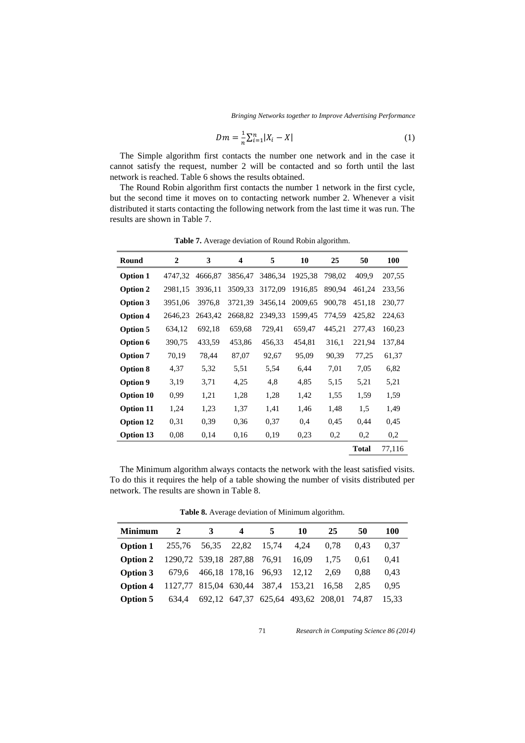$$Dm = \frac{1}{n}\sum_{i=1}^{n}|X_i - X| \tag{1}$$

The Simple algorithm first contacts the number one network and in the case it cannot satisfy the request, number 2 will be contacted and so forth until the last network is reached. Table 6 shows the results obtained.

The Round Robin algorithm first contacts the number 1 network in the first cycle, but the second time it moves on to contacting network number 2. Whenever a visit distributed it starts contacting the following network from the last time it was run. The results are shown in Table 7.

**Table 7.** Average deviation of Round Robin algorithm.

| Round | 2 | 3 | 4 | 5 | 10 | 25 | 50 | 100 |
|---|---|---|---|---|---|---|---|---|
| **Option 1** | 4747,32 | 4666,87 | 3856,47 | 3486,34 | 1925,38 | 798,02 | 409,9 | 207,55 |
| **Option 2** | 2981,15 | 3936,11 | 3509,33 | 3172,09 | 1916,85 | 890,94 | 461,24 | 233,56 |
| **Option 3** | 3951,06 | 3976,8 | 3721,39 | 3456,14 | 2009,65 | 900,78 | 451,18 | 230,77 |
| **Option 4** | 2646,23 | 2643,42 | 2668,82 | 2349,33 | 1599,45 | 774,59 | 425,82 | 224,63 |
| **Option 5** | 634,12 | 692,18 | 659,68 | 729,41 | 659,47 | 445,21 | 277,43 | 160,23 |
| **Option 6** | 390,75 | 433,59 | 453,86 | 456,33 | 454,81 | 316,1 | 221,94 | 137,84 |
| **Option 7** | 70,19 | 78,44 | 87,07 | 92,67 | 95,09 | 90,39 | 77,25 | 61,37 |
| **Option 8** | 4,37 | 5,32 | 5,51 | 5,54 | 6,44 | 7,01 | 7,05 | 6,82 |
| **Option 9** | 3,19 | 3,71 | 4,25 | 4,8 | 4,85 | 5,15 | 5,21 | 5,21 |
| **Option 10** | 0,99 | 1,21 | 1,28 | 1,28 | 1,42 | 1,55 | 1,59 | 1,59 |
| **Option 11** | 1,24 | 1,23 | 1,37 | 1,41 | 1,46 | 1,48 | 1,5 | 1,49 |
| **Option 12** | 0,31 | 0,39 | 0,36 | 0,37 | 0,4 | 0,45 | 0,44 | 0,45 |
| **Option 13** | 0,08 | 0,14 | 0,16 | 0,19 | 0,23 | 0,2 | 0,2 | 0,2 |
| | | | | | | | **Total** | 77,116 |

The Minimum algorithm always contacts the network with the least satisfied visits. To do this it requires the help of a table showing the number of visits distributed per network. The results are shown in Table 8.

**Table 8.** Average deviation of Minimum algorithm.

| Minimum | 2 | 3 | 4 | 5 | 10 | 25 | 50 | 100 |
|---|---|---|---|---|---|---|---|---|
| **Option 1** | 255,76 | 56,35 | 22,82 | 15,74 | 4,24 | 0,78 | 0,43 | 0,37 |
| **Option 2** | 1290,72 | 539,18 | 287,88 | 76,91 | 16,09 | 1,75 | 0,61 | 0,41 |
| **Option 3** | 679,6 | 466,18 | 178,16 | 96,93 | 12,12 | 2,69 | 0,88 | 0,43 |
| **Option 4** | 1127,77 | 815,04 | 630,44 | 387,4 | 153,21 | 16,58 | 2,85 | 0,95 |
| **Option 5** | 634,4 | 692,12 | 647,37 | 625,64 | 493,62 | 208,01 | 74,87 | 15,33 |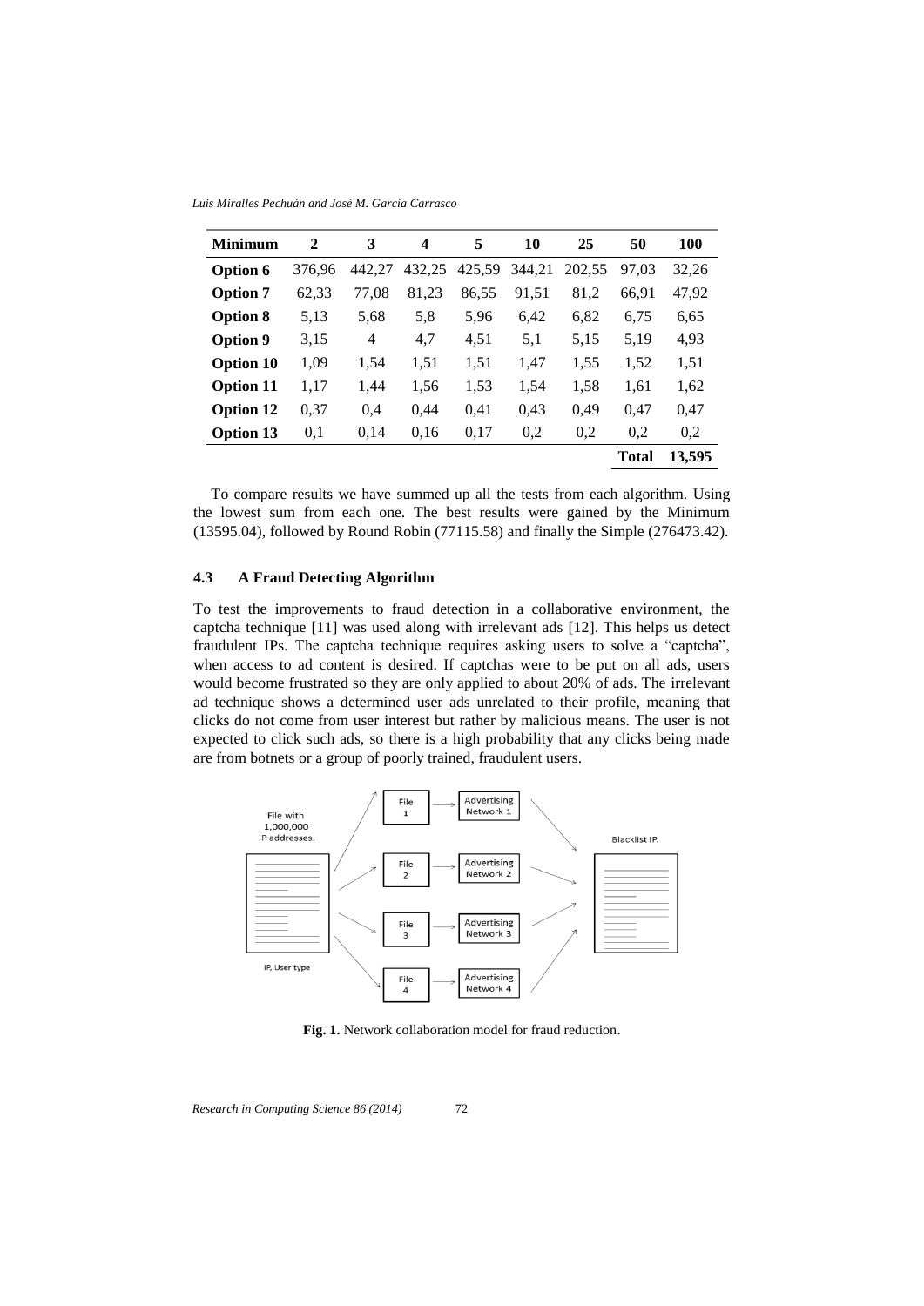| **Minimum** | **2** | **3** | **4** | **5** | **10** | **25** | **50** | **100** |
|---|---|---|---|---|---|---|---|---|
| **Option 6** | 376,96 | 442,27 | 432,25 | 425,59 | 344,21 | 202,55 | 97,03 | 32,26 |
| **Option 7** | 62,33 | 77,08 | 81,23 | 86,55 | 91,51 | 81,2 | 66,91 | 47,92 |
| **Option 8** | 5,13 | 5,68 | 5,8 | 5,96 | 6,42 | 6,82 | 6,75 | 6,65 |
| **Option 9** | 3,15 | 4 | 4,7 | 4,51 | 5,1 | 5,15 | 5,19 | 4,93 |
| **Option 10** | 1,09 | 1,54 | 1,51 | 1,51 | 1,47 | 1,55 | 1,52 | 1,51 |
| **Option 11** | 1,17 | 1,44 | 1,56 | 1,53 | 1,54 | 1,58 | 1,61 | 1,62 |
| **Option 12** | 0,37 | 0,4 | 0,44 | 0,41 | 0,43 | 0,49 | 0,47 | 0,47 |
| **Option 13** | 0,1 | 0,14 | 0,16 | 0,17 | 0,2 | 0,2 | 0,2 | 0,2 |
| | | | | | | | **Total** | **13,595** |

To compare results we have summed up all the tests from each algorithm. Using the lowest sum from each one. The best results were gained by the Minimum (13595.04), followed by Round Robin (77115.58) and finally the Simple (276473.42).

### 4.3 A Fraud Detecting Algorithm

To test the improvements to fraud detection in a collaborative environment, the captcha technique [11] was used along with irrelevant ads [12]. This helps us detect fraudulent IPs. The captcha technique requires asking users to solve a "captcha", when access to ad content is desired. If captchas were to be put on all ads, users would become frustrated so they are only applied to about 20% of ads. The irrelevant ad technique shows a determined user ads unrelated to their profile, meaning that clicks do not come from user interest but rather by malicious means. The user is not expected to click such ads, so there is a high probability that any clicks being made are from botnets or a group of poorly trained, fraudulent users.

File with 1,000,000 IP addresses.

IP, User type

File 1 → Advertising Network 1

File 2 → Advertising Network 2

File 3 → Advertising Network 3

File 4 → Advertising Network 4

Blacklist IP.

**Fig. 1.** Network collaboration model for fraud reduction.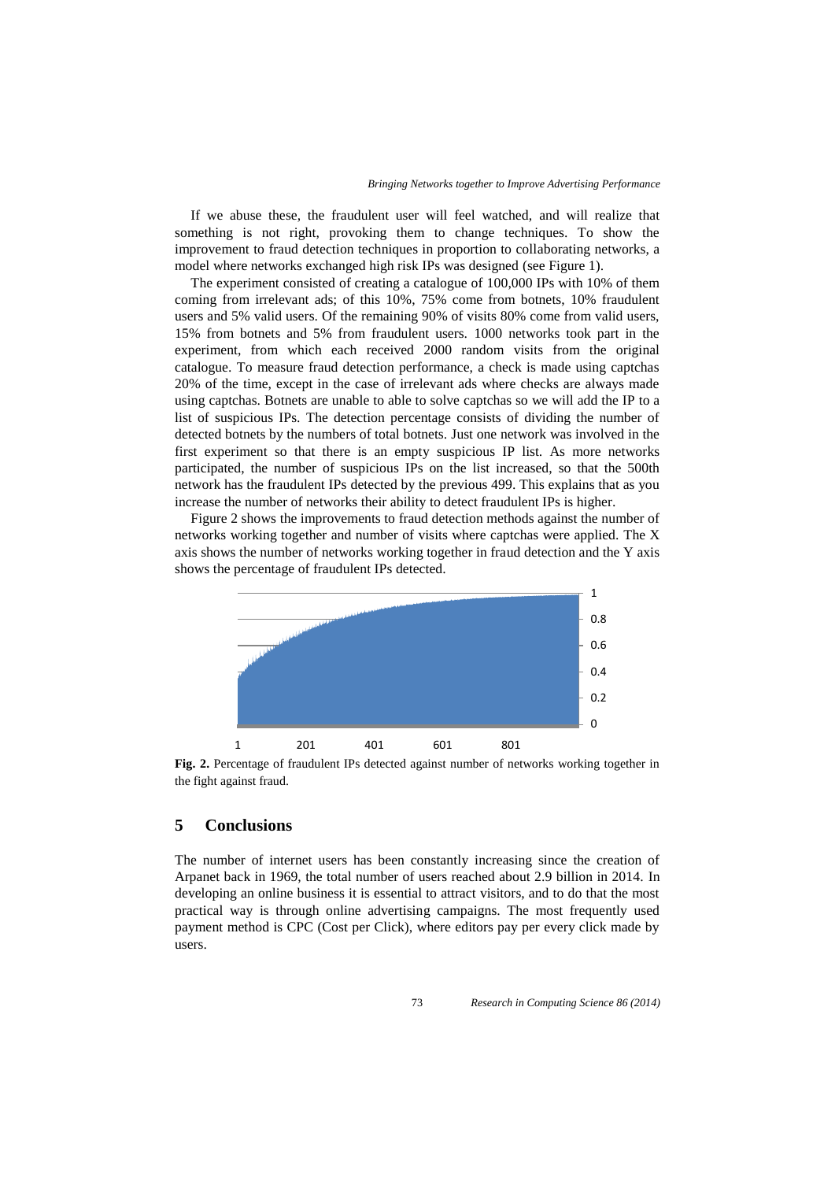If we abuse these, the fraudulent user will feel watched, and will realize that something is not right, provoking them to change techniques. To show the improvement to fraud detection techniques in proportion to collaborating networks, a model where networks exchanged high risk IPs was designed (see Figure 1).

The experiment consisted of creating a catalogue of 100,000 IPs with 10% of them coming from irrelevant ads; of this 10%, 75% come from botnets, 10% fraudulent users and 5% valid users. Of the remaining 90% of visits 80% come from valid users, 15% from botnets and 5% from fraudulent users. 1000 networks took part in the experiment, from which each received 2000 random visits from the original catalogue. To measure fraud detection performance, a check is made using captchas 20% of the time, except in the case of irrelevant ads where checks are always made using captchas. Botnets are unable to able to solve captchas so we will add the IP to a list of suspicious IPs. The detection percentage consists of dividing the number of detected botnets by the numbers of total botnets. Just one network was involved in the first experiment so that there is an empty suspicious IP list. As more networks participated, the number of suspicious IPs on the list increased, so that the 500th network has the fraudulent IPs detected by the previous 499. This explains that as you increase the number of networks their ability to detect fraudulent IPs is higher.

Figure 2 shows the improvements to fraud detection methods against the number of networks working together and number of visits where captchas were applied. The X axis shows the number of networks working together in fraud detection and the Y axis shows the percentage of fraudulent IPs detected.

**Fig. 2.** Percentage of fraudulent IPs detected against number of networks working together in the fight against fraud.

## 5 Conclusions

The number of internet users has been constantly increasing since the creation of Arpanet back in 1969, the total number of users reached about 2.9 billion in 2014. In developing an online business it is essential to attract visitors, and to do that the most practical way is through online advertising campaigns. The most frequently used payment method is CPC (Cost per Click), where editors pay per every click made by users.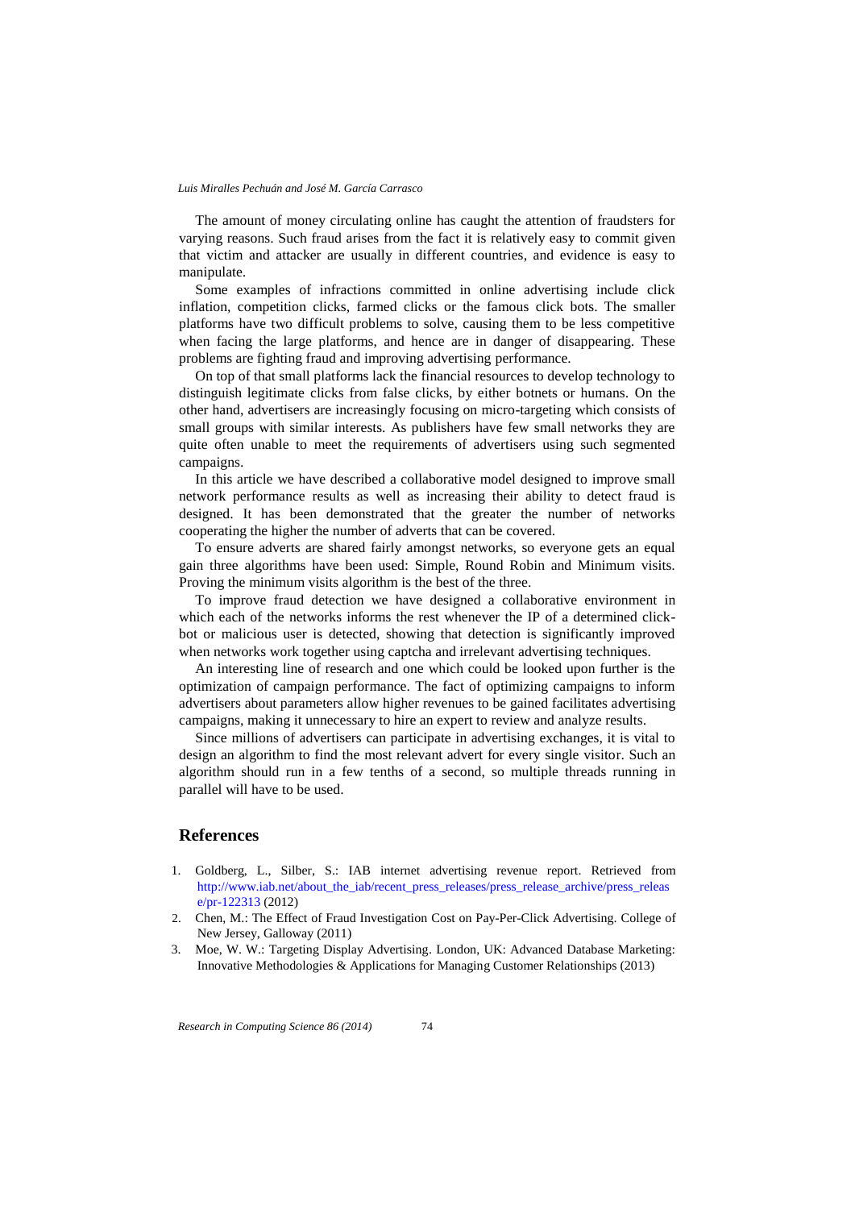The amount of money circulating online has caught the attention of fraudsters for varying reasons. Such fraud arises from the fact it is relatively easy to commit given that victim and attacker are usually in different countries, and evidence is easy to manipulate.

Some examples of infractions committed in online advertising include click inflation, competition clicks, farmed clicks or the famous click bots. The smaller platforms have two difficult problems to solve, causing them to be less competitive when facing the large platforms, and hence are in danger of disappearing. These problems are fighting fraud and improving advertising performance.

On top of that small platforms lack the financial resources to develop technology to distinguish legitimate clicks from false clicks, by either botnets or humans. On the other hand, advertisers are increasingly focusing on micro-targeting which consists of small groups with similar interests. As publishers have few small networks they are quite often unable to meet the requirements of advertisers using such segmented campaigns.

In this article we have described a collaborative model designed to improve small network performance results as well as increasing their ability to detect fraud is designed. It has been demonstrated that the greater the number of networks cooperating the higher the number of adverts that can be covered.

To ensure adverts are shared fairly amongst networks, so everyone gets an equal gain three algorithms have been used: Simple, Round Robin and Minimum visits. Proving the minimum visits algorithm is the best of the three.

To improve fraud detection we have designed a collaborative environment in which each of the networks informs the rest whenever the IP of a determined click-bot or malicious user is detected, showing that detection is significantly improved when networks work together using captcha and irrelevant advertising techniques.

An interesting line of research and one which could be looked upon further is the optimization of campaign performance. The fact of optimizing campaigns to inform advertisers about parameters allow higher revenues to be gained facilitates advertising campaigns, making it unnecessary to hire an expert to review and analyze results.

Since millions of advertisers can participate in advertising exchanges, it is vital to design an algorithm to find the most relevant advert for every single visitor. Such an algorithm should run in a few tenths of a second, so multiple threads running in parallel will have to be used.

## References

1. Goldberg, L., Silber, S.: IAB internet advertising revenue report. Retrieved from http://www.iab.net/about_the_iab/recent_press_releases/press_release_archive/press_release/pr-122313 (2012)
2. Chen, M.: The Effect of Fraud Investigation Cost on Pay-Per-Click Advertising. College of New Jersey, Galloway (2011)
3. Moe, W. W.: Targeting Display Advertising. London, UK: Advanced Database Marketing: Innovative Methodologies & Applications for Managing Customer Relationships (2013)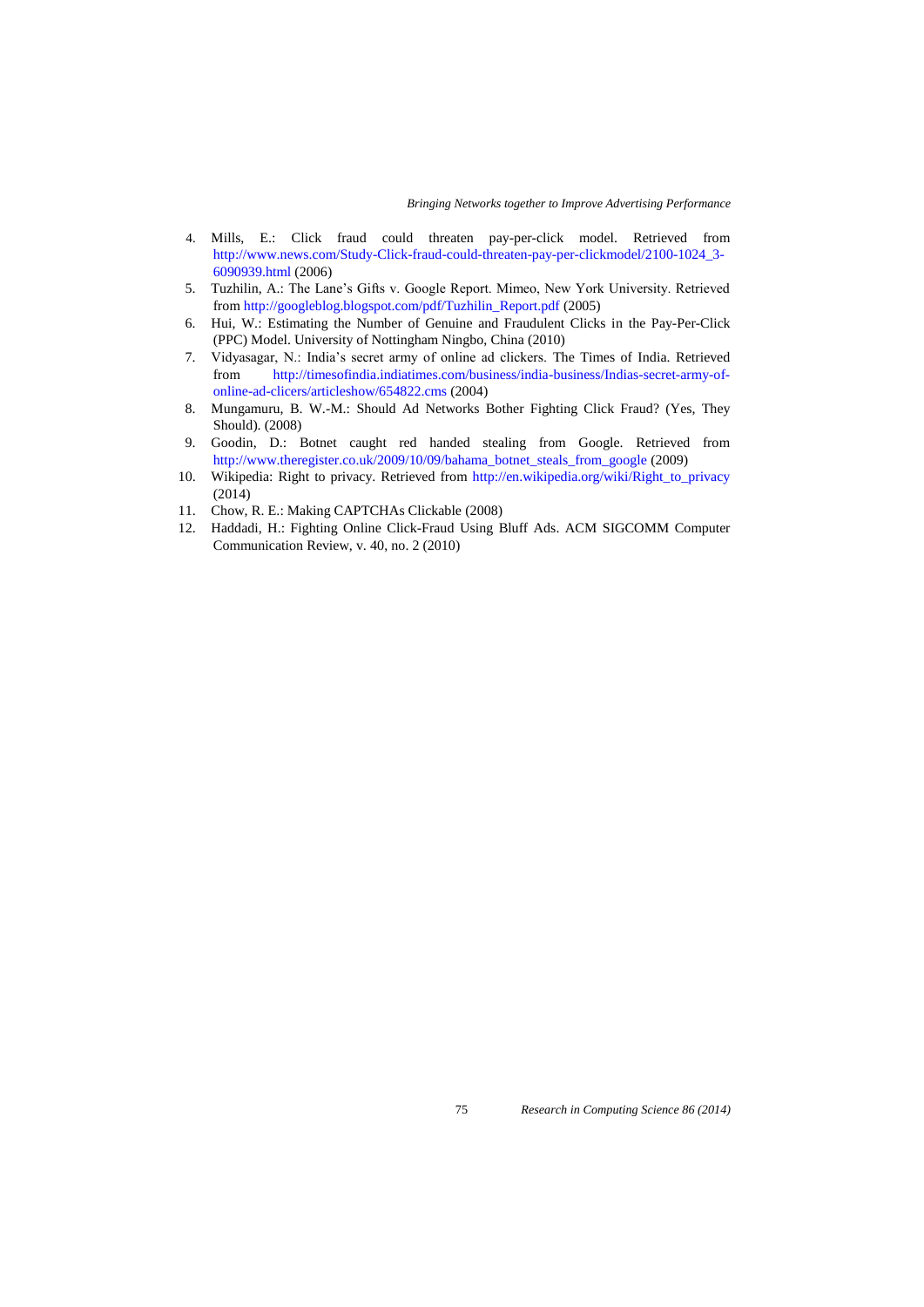4. Mills, E.: Click fraud could threaten pay-per-click model. Retrieved from http://www.news.com/Study-Click-fraud-could-threaten-pay-per-clickmodel/2100-1024_3-6090939.html (2006)
5. Tuzhilin, A.: The Lane's Gifts v. Google Report. Mimeo, New York University. Retrieved from http://googleblog.blogspot.com/pdf/Tuzhilin_Report.pdf (2005)
6. Hui, W.: Estimating the Number of Genuine and Fraudulent Clicks in the Pay-Per-Click (PPC) Model. University of Nottingham Ningbo, China (2010)
7. Vidyasagar, N.: India's secret army of online ad clickers. The Times of India. Retrieved from http://timesofindia.indiatimes.com/business/india-business/Indias-secret-army-of-online-ad-clicers/articleshow/654822.cms (2004)
8. Mungamuru, B. W.-M.: Should Ad Networks Bother Fighting Click Fraud? (Yes, They Should). (2008)
9. Goodin, D.: Botnet caught red handed stealing from Google. Retrieved from http://www.theregister.co.uk/2009/10/09/bahama_botnet_steals_from_google (2009)
10. Wikipedia: Right to privacy. Retrieved from http://en.wikipedia.org/wiki/Right_to_privacy (2014)
11. Chow, R. E.: Making CAPTCHAs Clickable (2008)
12. Haddadi, H.: Fighting Online Click-Fraud Using Bluff Ads. ACM SIGCOMM Computer Communication Review, v. 40, no. 2 (2010)